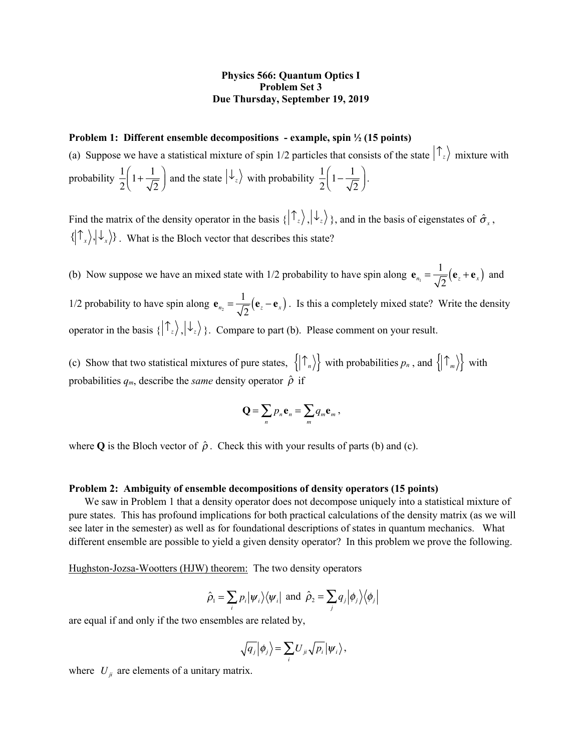**Physics 566: Quantum Optics I**
**Problem Set 3**
**Due Thursday, September 19, 2019**

**Problem 1: Different ensemble decompositions - example, spin ½ (15 points)**

(a) Suppose we have a statistical mixture of spin 1/2 particles that consists of the state $\left|\uparrow_z\right\rangle$ mixture with probability $\frac{1}{2}\left(1+\frac{1}{\sqrt{2}}\right)$ and the state $\left|\downarrow_z\right\rangle$ with probability $\frac{1}{2}\left(1-\frac{1}{\sqrt{2}}\right)$.

Find the matrix of the density operator in the basis $\{\left|\uparrow_z\right\rangle, \left|\downarrow_z\right\rangle\}$, and in the basis of eigenstates of $\hat{\sigma}_x$, $\{\left|\uparrow_x\right\rangle, \left|\downarrow_x\right\rangle\}$. What is the Bloch vector that describes this state?

(b) Now suppose we have an mixed state with 1/2 probability to have spin along $\mathbf{e}_{n_1} = \frac{1}{\sqrt{2}}\left(\mathbf{e}_z + \mathbf{e}_x\right)$ and 1/2 probability to have spin along $\mathbf{e}_{n_2} = \frac{1}{\sqrt{2}}\left(\mathbf{e}_z - \mathbf{e}_x\right)$. Is this a completely mixed state? Write the density operator in the basis $\{\left|\uparrow_z\right\rangle, \left|\downarrow_z\right\rangle\}$. Compare to part (b). Please comment on your result.

(c) Show that two statistical mixtures of pure states, $\left\{\left|\uparrow_n\right\rangle\right\}$ with probabilities $p_n$, and $\left\{\left|\uparrow_m\right\rangle\right\}$ with probabilities $q_m$, describe the *same* density operator $\hat{\rho}$ if

$$\mathbf{Q} = \sum_n p_n \mathbf{e}_n = \sum_m q_m \mathbf{e}_m ,$$

where $\mathbf{Q}$ is the Bloch vector of $\hat{\rho}$. Check this with your results of parts (b) and (c).

**Problem 2: Ambiguity of ensemble decompositions of density operators (15 points)**

We saw in Problem 1 that a density operator does not decompose uniquely into a statistical mixture of pure states. This has profound implications for both practical calculations of the density matrix (as we will see later in the semester) as well as for foundational descriptions of states in quantum mechanics. What different ensemble are possible to yield a given density operator? In this problem we prove the following.

Hughston-Jozsa-Wootters (HJW) theorem: The two density operators

$$\hat{\rho}_1 = \sum_i p_i \left|\psi_i\right\rangle\left\langle\psi_i\right| \text{ and } \hat{\rho}_2 = \sum_j q_j \left|\phi_j\right\rangle\left\langle\phi_j\right|$$

are equal if and only if the two ensembles are related by,

$$\sqrt{q_j}\left|\phi_j\right\rangle = \sum_i U_{ji}\sqrt{p_i}\left|\psi_i\right\rangle ,$$

where $U_{ji}$ are elements of a unitary matrix.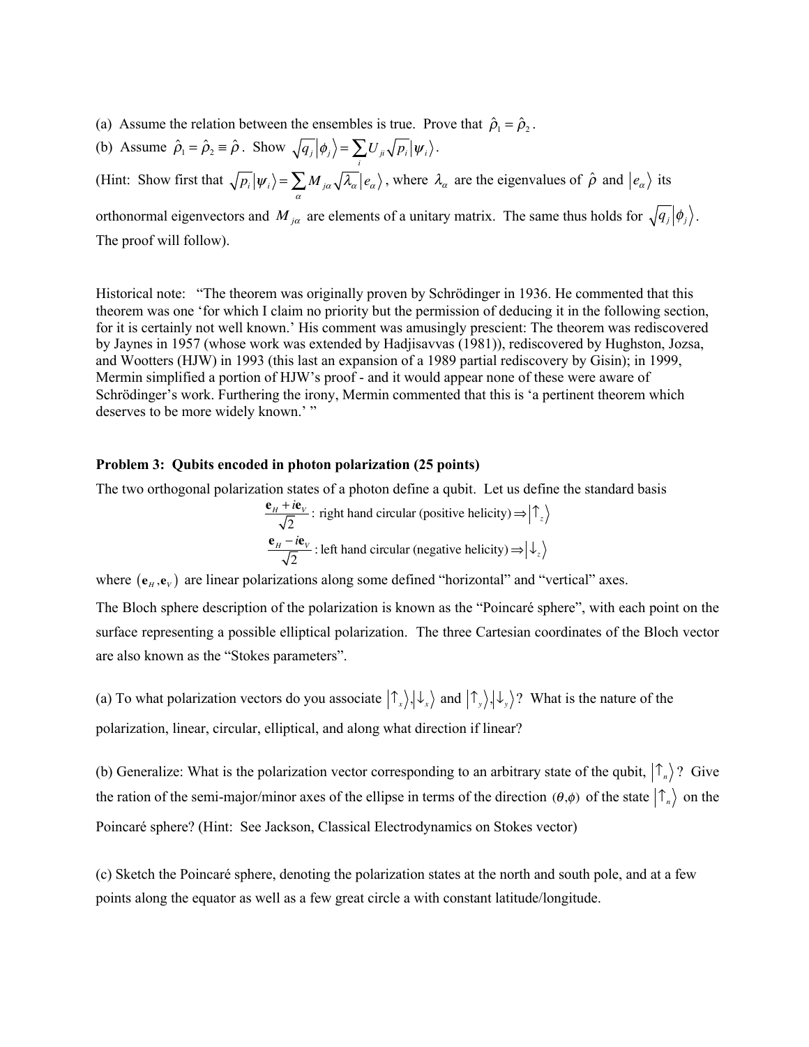(a) Assume the relation between the ensembles is true. Prove that $\hat{\rho}_1 = \hat{\rho}_2$.

(b) Assume $\hat{\rho}_1 = \hat{\rho}_2 \equiv \hat{\rho}$. Show $\sqrt{q_j}\left|\phi_j\right\rangle = \sum_i U_{ji}\sqrt{p_i}\left|\psi_i\right\rangle$.

(Hint: Show first that $\sqrt{p_i}\left|\psi_i\right\rangle = \sum_\alpha M_{j\alpha}\sqrt{\lambda_\alpha}\left|e_\alpha\right\rangle$, where $\lambda_\alpha$ are the eigenvalues of $\hat{\rho}$ and $\left|e_\alpha\right\rangle$ its orthonormal eigenvectors and $M_{j\alpha}$ are elements of a unitary matrix. The same thus holds for $\sqrt{q_j}\left|\phi_j\right\rangle$. The proof will follow).

Historical note: "The theorem was originally proven by Schrödinger in 1936. He commented that this theorem was one 'for which I claim no priority but the permission of deducing it in the following section, for it is certainly not well known.' His comment was amusingly prescient: The theorem was rediscovered by Jaynes in 1957 (whose work was extended by Hadjisavvas (1981)), rediscovered by Hughston, Jozsa, and Wootters (HJW) in 1993 (this last an expansion of a 1989 partial rediscovery by Gisin); in 1999, Mermin simplified a portion of HJW's proof - and it would appear none of these were aware of Schrödinger's work. Furthering the irony, Mermin commented that this is 'a pertinent theorem which deserves to be more widely known.' "

**Problem 3: Qubits encoded in photon polarization (25 points)**

The two orthogonal polarization states of a photon define a qubit. Let us define the standard basis

$$\frac{\mathbf{e}_H + i\mathbf{e}_V}{\sqrt{2}} : \text{ right hand circular (positive helicity)} \Rightarrow \left|\uparrow_z\right\rangle$$

$$\frac{\mathbf{e}_H - i\mathbf{e}_V}{\sqrt{2}} : \text{ left hand circular (negative helicity)} \Rightarrow \left|\downarrow_z\right\rangle$$

where $(\mathbf{e}_H, \mathbf{e}_V)$ are linear polarizations along some defined "horizontal" and "vertical" axes.

The Bloch sphere description of the polarization is known as the "Poincaré sphere", with each point on the surface representing a possible elliptical polarization. The three Cartesian coordinates of the Bloch vector are also known as the "Stokes parameters".

(a) To what polarization vectors do you associate $\left|\uparrow_x\right\rangle, \left|\downarrow_x\right\rangle$ and $\left|\uparrow_y\right\rangle, \left|\downarrow_y\right\rangle$? What is the nature of the polarization, linear, circular, elliptical, and along what direction if linear?

(b) Generalize: What is the polarization vector corresponding to an arbitrary state of the qubit, $\left|\uparrow_n\right\rangle$? Give the ration of the semi-major/minor axes of the ellipse in terms of the direction $(\theta, \phi)$ of the state $\left|\uparrow_n\right\rangle$ on the Poincaré sphere? (Hint: See Jackson, Classical Electrodynamics on Stokes vector)

(c) Sketch the Poincaré sphere, denoting the polarization states at the north and south pole, and at a few points along the equator as well as a few great circle a with constant latitude/longitude.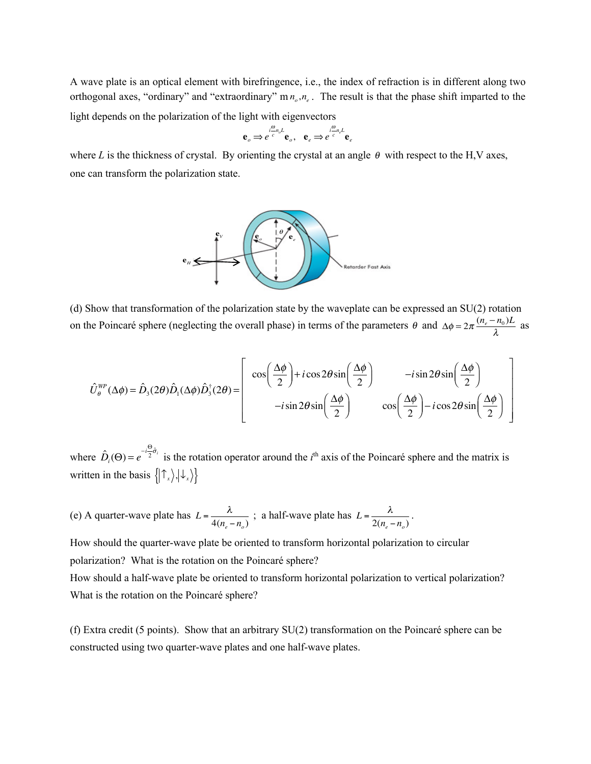A wave plate is an optical element with birefringence, i.e., the index of refraction is in different along two orthogonal axes, "ordinary" and "extraordinary" m $n_o, n_e$. The result is that the phase shift imparted to the light depends on the polarization of the light with eigenvectors

$$\mathbf{e}_o \Rightarrow e^{i\frac{\omega}{c}n_o L}\mathbf{e}_o, \quad \mathbf{e}_e \Rightarrow e^{i\frac{\omega}{c}n_e L}\mathbf{e}_e$$

where $L$ is the thickness of crystal. By orienting the crystal at an angle $\theta$ with respect to the H,V axes, one can transform the polarization state.

$\mathbf{e}_V$

$\mathbf{e}_H$

$\mathbf{e}_o$

$\theta$

$\mathbf{e}_e$

Retarder Fast Axis

(d) Show that transformation of the polarization state by the waveplate can be expressed an SU(2) rotation on the Poincaré sphere (neglecting the overall phase) in terms of the parameters $\theta$ and $\Delta\phi = 2\pi\frac{(n_e - n_0)L}{\lambda}$ as

$$\hat{U}_\theta^{WP}(\Delta\phi) = \hat{D}_3(2\theta)\hat{D}_1(\Delta\phi)\hat{D}_3^\dagger(2\theta) = \begin{bmatrix} \cos\left(\frac{\Delta\phi}{2}\right) + i\cos 2\theta \sin\left(\frac{\Delta\phi}{2}\right) & -i\sin 2\theta \sin\left(\frac{\Delta\phi}{2}\right) \\ -i\sin 2\theta \sin\left(\frac{\Delta\phi}{2}\right) & \cos\left(\frac{\Delta\phi}{2}\right) - i\cos 2\theta \sin\left(\frac{\Delta\phi}{2}\right) \end{bmatrix}$$

where $\hat{D}_i(\Theta) = e^{-i\frac{\Theta}{2}\hat{\sigma}_i}$ is the rotation operator around the $i^{\text{th}}$ axis of the Poincaré sphere and the matrix is written in the basis $\{|\uparrow_x\rangle, |\downarrow_x\rangle\}$

(e) A quarter-wave plate has $L = \frac{\lambda}{4(n_e - n_o)}$ ; a half-wave plate has $L = \frac{\lambda}{2(n_e - n_o)}$.

How should the quarter-wave plate be oriented to transform horizontal polarization to circular polarization? What is the rotation on the Poincaré sphere?

How should a half-wave plate be oriented to transform horizontal polarization to vertical polarization? What is the rotation on the Poincaré sphere?

(f) Extra credit (5 points). Show that an arbitrary SU(2) transformation on the Poincaré sphere can be constructed using two quarter-wave plates and one half-wave plates.